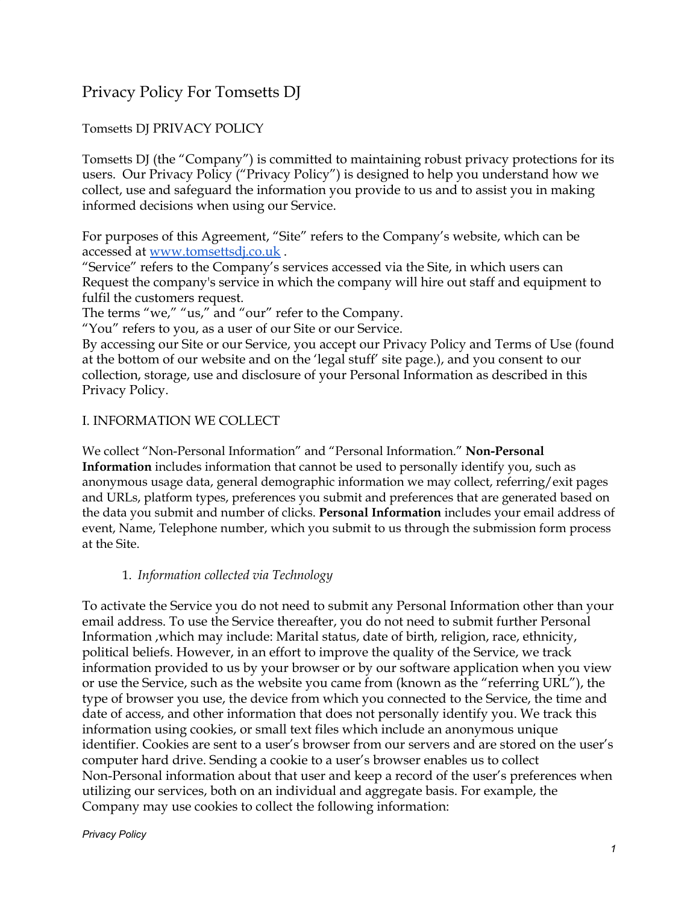# Privacy Policy For Tomsetts DJ

Tomsetts DJ PRIVACY POLICY

Tomsetts DJ (the "Company") is committed to maintaining robust privacy protections for its users. Our Privacy Policy ("Privacy Policy") is designed to help you understand how we collect, use and safeguard the information you provide to us and to assist you in making informed decisions when using our Service.

For purposes of this Agreement, "Site" refers to the Company's website, which can be accessed at [www.tomsettsdj.co.uk](http://www.tomsettsdj.co.uk) .
"Service" refers to the Company's services accessed via the Site, in which users can Request the company's service in which the company will hire out staff and equipment to fulfil the customers request.
The terms "we," "us," and "our" refer to the Company.
"You" refers to you, as a user of our Site or our Service.
By accessing our Site or our Service, you accept our Privacy Policy and Terms of Use (found at the bottom of our website and on the 'legal stuff' site page.), and you consent to our collection, storage, use and disclosure of your Personal Information as described in this Privacy Policy.

## I. INFORMATION WE COLLECT

We collect "Non-Personal Information" and "Personal Information." **Non-Personal Information** includes information that cannot be used to personally identify you, such as anonymous usage data, general demographic information we may collect, referring/exit pages and URLs, platform types, preferences you submit and preferences that are generated based on the data you submit and number of clicks. **Personal Information** includes your email address of event, Name, Telephone number, which you submit to us through the submission form process at the Site.

1. *Information collected via Technology*

To activate the Service you do not need to submit any Personal Information other than your email address. To use the Service thereafter, you do not need to submit further Personal Information ,which may include: Marital status, date of birth, religion, race, ethnicity, political beliefs. However, in an effort to improve the quality of the Service, we track information provided to us by your browser or by our software application when you view or use the Service, such as the website you came from (known as the "referring URL"), the type of browser you use, the device from which you connected to the Service, the time and date of access, and other information that does not personally identify you. We track this information using cookies, or small text files which include an anonymous unique identifier. Cookies are sent to a user's browser from our servers and are stored on the user's computer hard drive. Sending a cookie to a user's browser enables us to collect Non-Personal information about that user and keep a record of the user's preferences when utilizing our services, both on an individual and aggregate basis. For example, the Company may use cookies to collect the following information: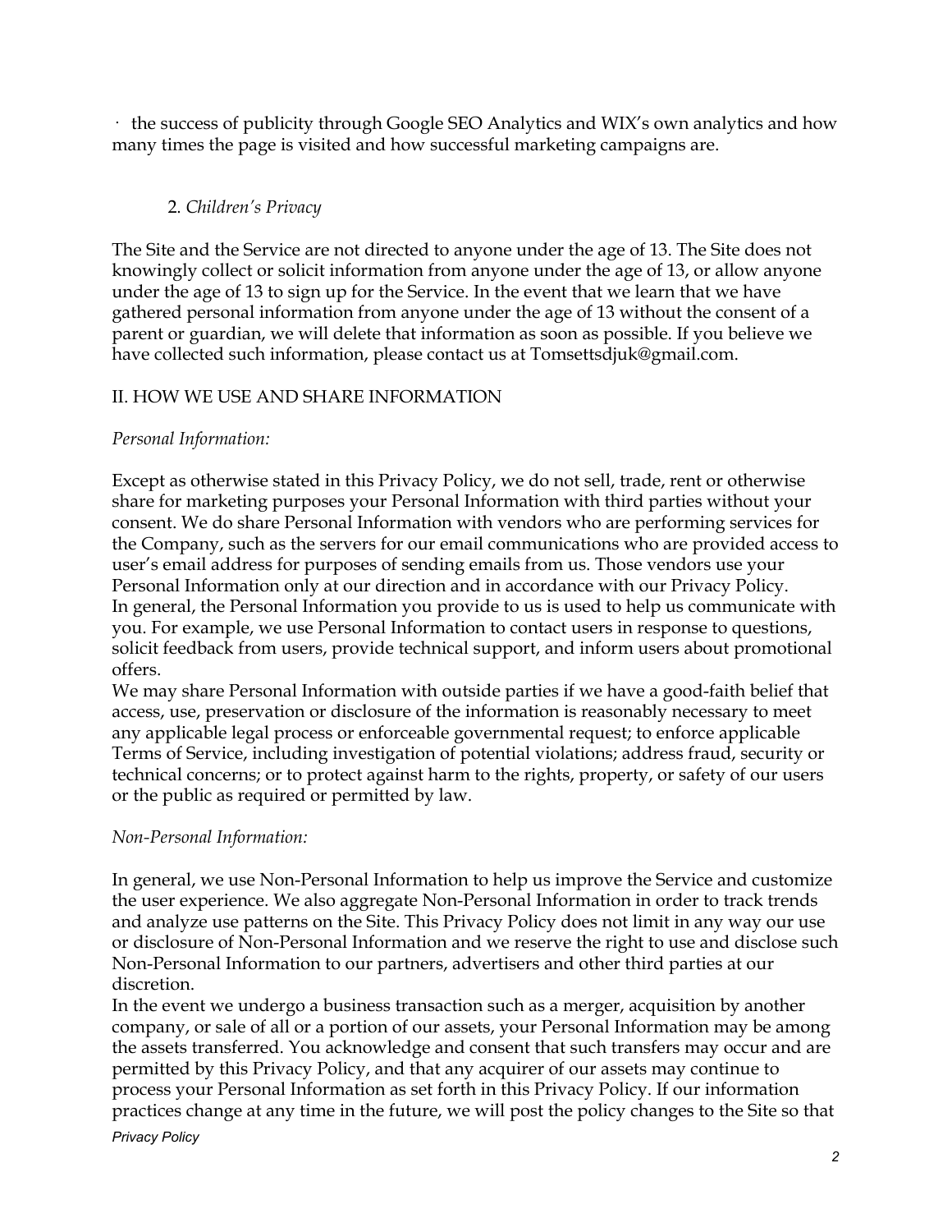· the success of publicity through Google SEO Analytics and WIX's own analytics and how many times the page is visited and how successful marketing campaigns are.

2. *Children's Privacy*

The Site and the Service are not directed to anyone under the age of 13. The Site does not knowingly collect or solicit information from anyone under the age of 13, or allow anyone under the age of 13 to sign up for the Service. In the event that we learn that we have gathered personal information from anyone under the age of 13 without the consent of a parent or guardian, we will delete that information as soon as possible. If you believe we have collected such information, please contact us at Tomsettsdjuk@gmail.com.

## II. HOW WE USE AND SHARE INFORMATION

*Personal Information:*

Except as otherwise stated in this Privacy Policy, we do not sell, trade, rent or otherwise share for marketing purposes your Personal Information with third parties without your consent. We do share Personal Information with vendors who are performing services for the Company, such as the servers for our email communications who are provided access to user's email address for purposes of sending emails from us. Those vendors use your Personal Information only at our direction and in accordance with our Privacy Policy.
In general, the Personal Information you provide to us is used to help us communicate with you. For example, we use Personal Information to contact users in response to questions, solicit feedback from users, provide technical support, and inform users about promotional offers.
We may share Personal Information with outside parties if we have a good-faith belief that access, use, preservation or disclosure of the information is reasonably necessary to meet any applicable legal process or enforceable governmental request; to enforce applicable Terms of Service, including investigation of potential violations; address fraud, security or technical concerns; or to protect against harm to the rights, property, or safety of our users or the public as required or permitted by law.

*Non-Personal Information:*

In general, we use Non-Personal Information to help us improve the Service and customize the user experience. We also aggregate Non-Personal Information in order to track trends and analyze use patterns on the Site. This Privacy Policy does not limit in any way our use or disclosure of Non-Personal Information and we reserve the right to use and disclose such Non-Personal Information to our partners, advertisers and other third parties at our discretion.
In the event we undergo a business transaction such as a merger, acquisition by another company, or sale of all or a portion of our assets, your Personal Information may be among the assets transferred. You acknowledge and consent that such transfers may occur and are permitted by this Privacy Policy, and that any acquirer of our assets may continue to process your Personal Information as set forth in this Privacy Policy. If our information practices change at any time in the future, we will post the policy changes to the Site so that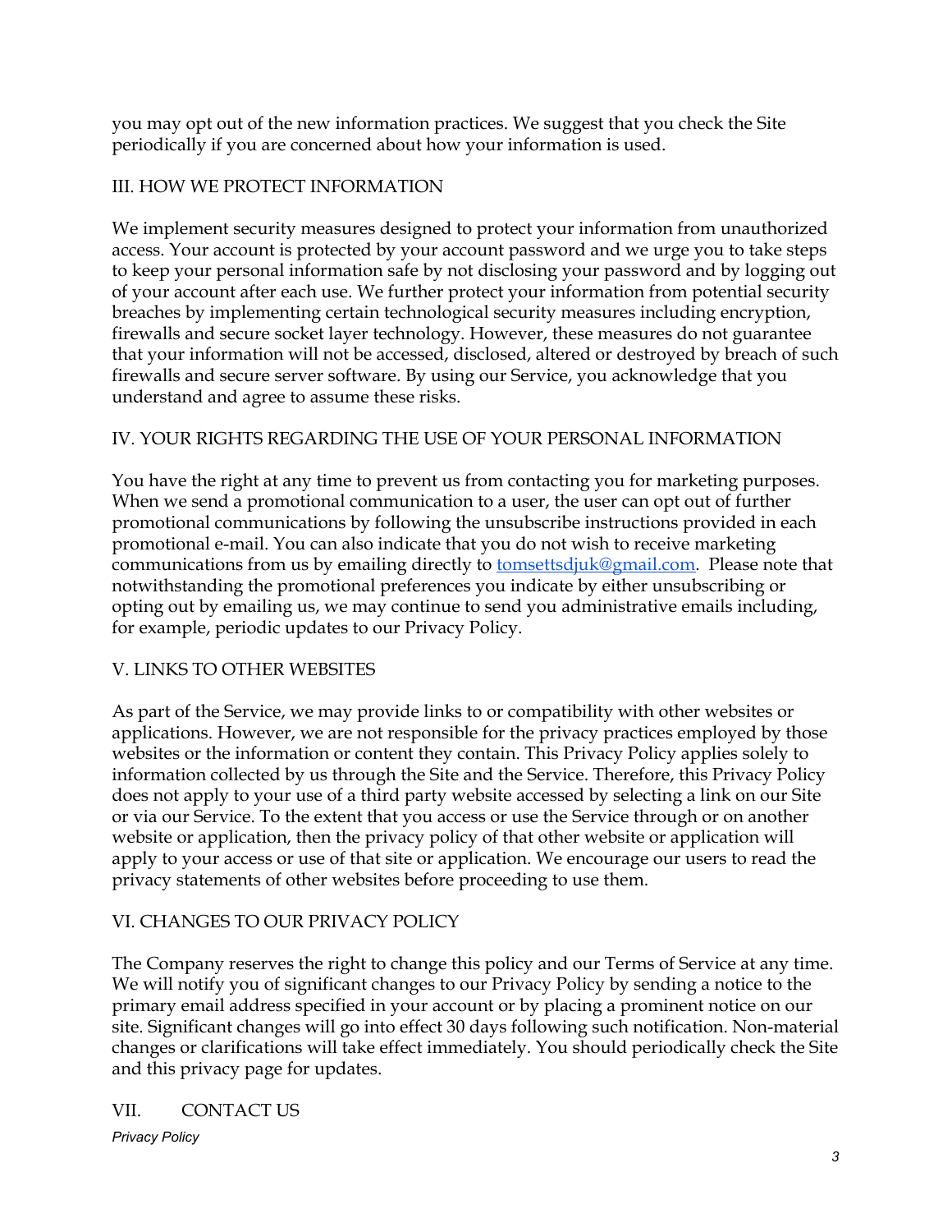you may opt out of the new information practices. We suggest that you check the Site periodically if you are concerned about how your information is used.

## III. HOW WE PROTECT INFORMATION

We implement security measures designed to protect your information from unauthorized access. Your account is protected by your account password and we urge you to take steps to keep your personal information safe by not disclosing your password and by logging out of your account after each use. We further protect your information from potential security breaches by implementing certain technological security measures including encryption, firewalls and secure socket layer technology. However, these measures do not guarantee that your information will not be accessed, disclosed, altered or destroyed by breach of such firewalls and secure server software. By using our Service, you acknowledge that you understand and agree to assume these risks.

## IV. YOUR RIGHTS REGARDING THE USE OF YOUR PERSONAL INFORMATION

You have the right at any time to prevent us from contacting you for marketing purposes. When we send a promotional communication to a user, the user can opt out of further promotional communications by following the unsubscribe instructions provided in each promotional e-mail. You can also indicate that you do not wish to receive marketing communications from us by emailing directly to [tomsettsdjuk@gmail.com](mailto:tomsettsdjuk@gmail.com). Please note that notwithstanding the promotional preferences you indicate by either unsubscribing or opting out by emailing us, we may continue to send you administrative emails including, for example, periodic updates to our Privacy Policy.

## V. LINKS TO OTHER WEBSITES

As part of the Service, we may provide links to or compatibility with other websites or applications. However, we are not responsible for the privacy practices employed by those websites or the information or content they contain. This Privacy Policy applies solely to information collected by us through the Site and the Service. Therefore, this Privacy Policy does not apply to your use of a third party website accessed by selecting a link on our Site or via our Service. To the extent that you access or use the Service through or on another website or application, then the privacy policy of that other website or application will apply to your access or use of that site or application. We encourage our users to read the privacy statements of other websites before proceeding to use them.

## VI. CHANGES TO OUR PRIVACY POLICY

The Company reserves the right to change this policy and our Terms of Service at any time. We will notify you of significant changes to our Privacy Policy by sending a notice to the primary email address specified in your account or by placing a prominent notice on our site. Significant changes will go into effect 30 days following such notification. Non-material changes or clarifications will take effect immediately. You should periodically check the Site and this privacy page for updates.

## VII. CONTACT US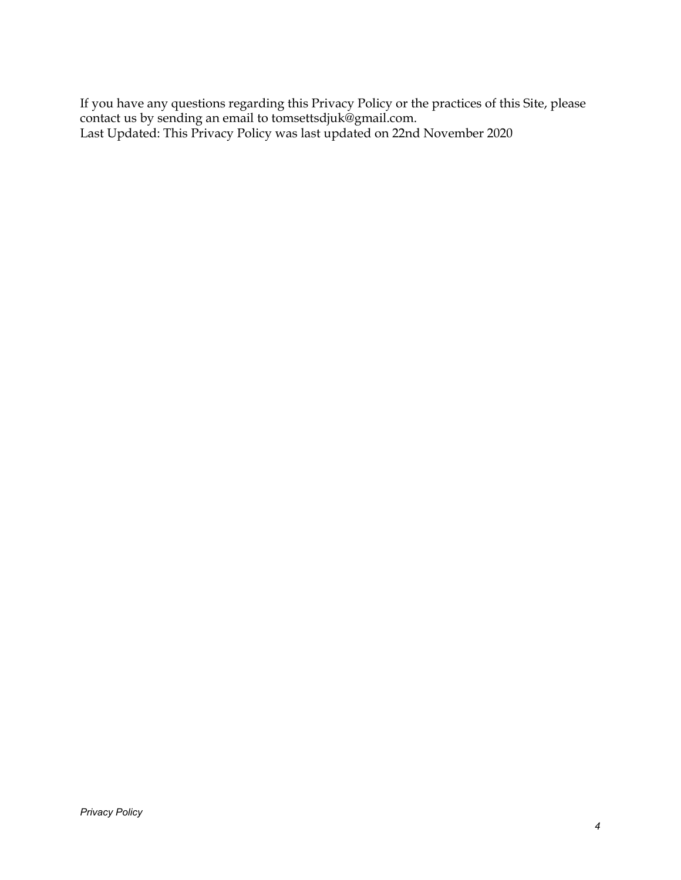If you have any questions regarding this Privacy Policy or the practices of this Site, please contact us by sending an email to tomsettsdjuk@gmail.com.
Last Updated: This Privacy Policy was last updated on 22nd November 2020